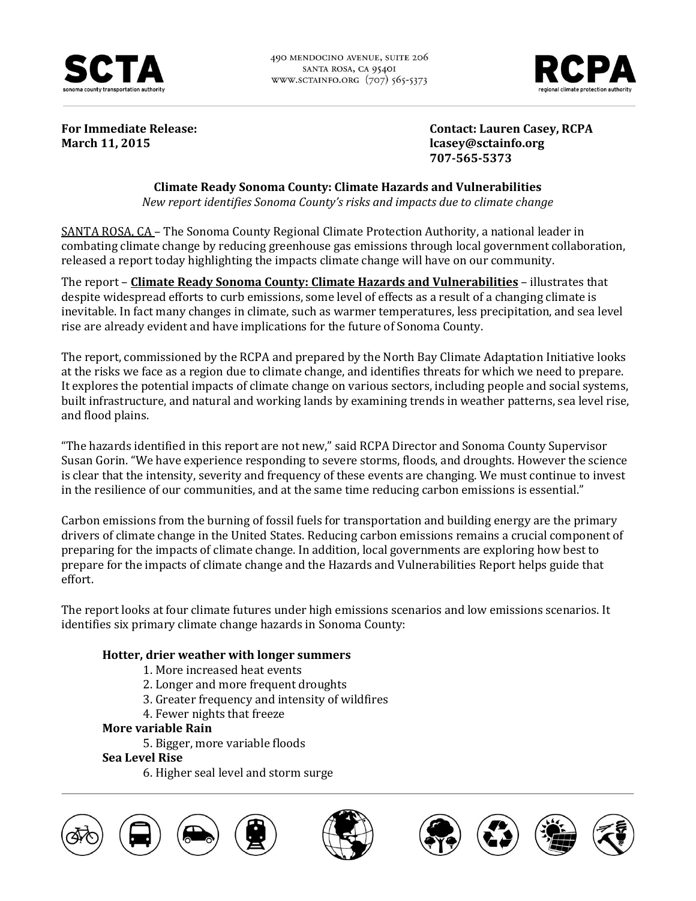**SCTA**
sonoma county transportation authority

490 MENDOCINO AVENUE, SUITE 206
SANTA ROSA, CA 95401
WWW.SCTAINFO.ORG (707) 565-5373

**RCPA**
regional climate protection authority

**For Immediate Release:**
**March 11, 2015**

**Contact: Lauren Casey, RCPA**
**lcasey@sctainfo.org**
**707-565-5373**

### Climate Ready Sonoma County: Climate Hazards and Vulnerabilities

*New report identifies Sonoma County's risks and impacts due to climate change*

SANTA ROSA, CA – The Sonoma County Regional Climate Protection Authority, a national leader in combating climate change by reducing greenhouse gas emissions through local government collaboration, released a report today highlighting the impacts climate change will have on our community.

The report – **Climate Ready Sonoma County: Climate Hazards and Vulnerabilities** – illustrates that despite widespread efforts to curb emissions, some level of effects as a result of a changing climate is inevitable. In fact many changes in climate, such as warmer temperatures, less precipitation, and sea level rise are already evident and have implications for the future of Sonoma County.

The report, commissioned by the RCPA and prepared by the North Bay Climate Adaptation Initiative looks at the risks we face as a region due to climate change, and identifies threats for which we need to prepare. It explores the potential impacts of climate change on various sectors, including people and social systems, built infrastructure, and natural and working lands by examining trends in weather patterns, sea level rise, and flood plains.

"The hazards identified in this report are not new," said RCPA Director and Sonoma County Supervisor Susan Gorin. "We have experience responding to severe storms, floods, and droughts. However the science is clear that the intensity, severity and frequency of these events are changing. We must continue to invest in the resilience of our communities, and at the same time reducing carbon emissions is essential."

Carbon emissions from the burning of fossil fuels for transportation and building energy are the primary drivers of climate change in the United States. Reducing carbon emissions remains a crucial component of preparing for the impacts of climate change. In addition, local governments are exploring how best to prepare for the impacts of climate change and the Hazards and Vulnerabilities Report helps guide that effort.

The report looks at four climate futures under high emissions scenarios and low emissions scenarios. It identifies six primary climate change hazards in Sonoma County:

**Hotter, drier weather with longer summers**

1. More increased heat events
2. Longer and more frequent droughts
3. Greater frequency and intensity of wildfires
4. Fewer nights that freeze

**More variable Rain**

5. Bigger, more variable floods

**Sea Level Rise**

6. Higher seal level and storm surge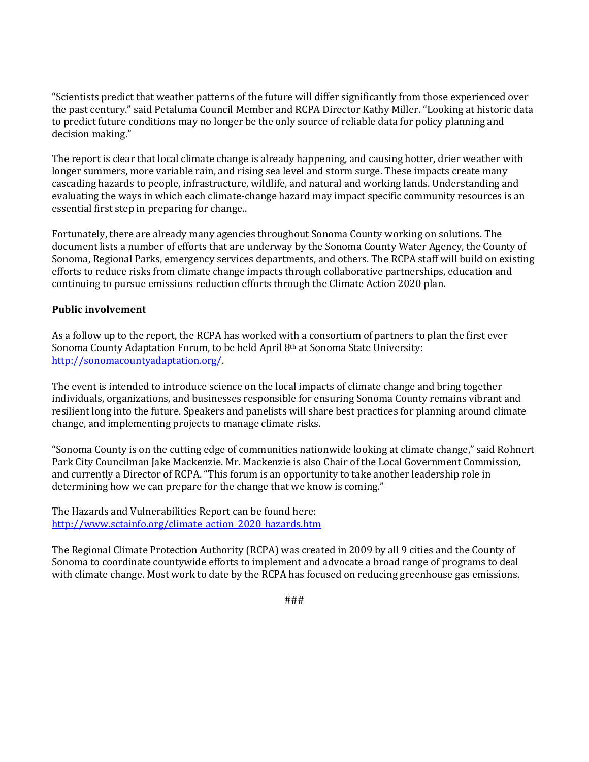"Scientists predict that weather patterns of the future will differ significantly from those experienced over the past century." said Petaluma Council Member and RCPA Director Kathy Miller. "Looking at historic data to predict future conditions may no longer be the only source of reliable data for policy planning and decision making."

The report is clear that local climate change is already happening, and causing hotter, drier weather with longer summers, more variable rain, and rising sea level and storm surge. These impacts create many cascading hazards to people, infrastructure, wildlife, and natural and working lands. Understanding and evaluating the ways in which each climate-change hazard may impact specific community resources is an essential first step in preparing for change..

Fortunately, there are already many agencies throughout Sonoma County working on solutions. The document lists a number of efforts that are underway by the Sonoma County Water Agency, the County of Sonoma, Regional Parks, emergency services departments, and others. The RCPA staff will build on existing efforts to reduce risks from climate change impacts through collaborative partnerships, education and continuing to pursue emissions reduction efforts through the Climate Action 2020 plan.

**Public involvement**

As a follow up to the report, the RCPA has worked with a consortium of partners to plan the first ever Sonoma County Adaptation Forum, to be held April 8th at Sonoma State University: http://sonomacountyadaptation.org/.

The event is intended to introduce science on the local impacts of climate change and bring together individuals, organizations, and businesses responsible for ensuring Sonoma County remains vibrant and resilient long into the future. Speakers and panelists will share best practices for planning around climate change, and implementing projects to manage climate risks.

"Sonoma County is on the cutting edge of communities nationwide looking at climate change," said Rohnert Park City Councilman Jake Mackenzie. Mr. Mackenzie is also Chair of the Local Government Commission, and currently a Director of RCPA. "This forum is an opportunity to take another leadership role in determining how we can prepare for the change that we know is coming."

The Hazards and Vulnerabilities Report can be found here:
http://www.sctainfo.org/climate_action_2020_hazards.htm

The Regional Climate Protection Authority (RCPA) was created in 2009 by all 9 cities and the County of Sonoma to coordinate countywide efforts to implement and advocate a broad range of programs to deal with climate change. Most work to date by the RCPA has focused on reducing greenhouse gas emissions.

###